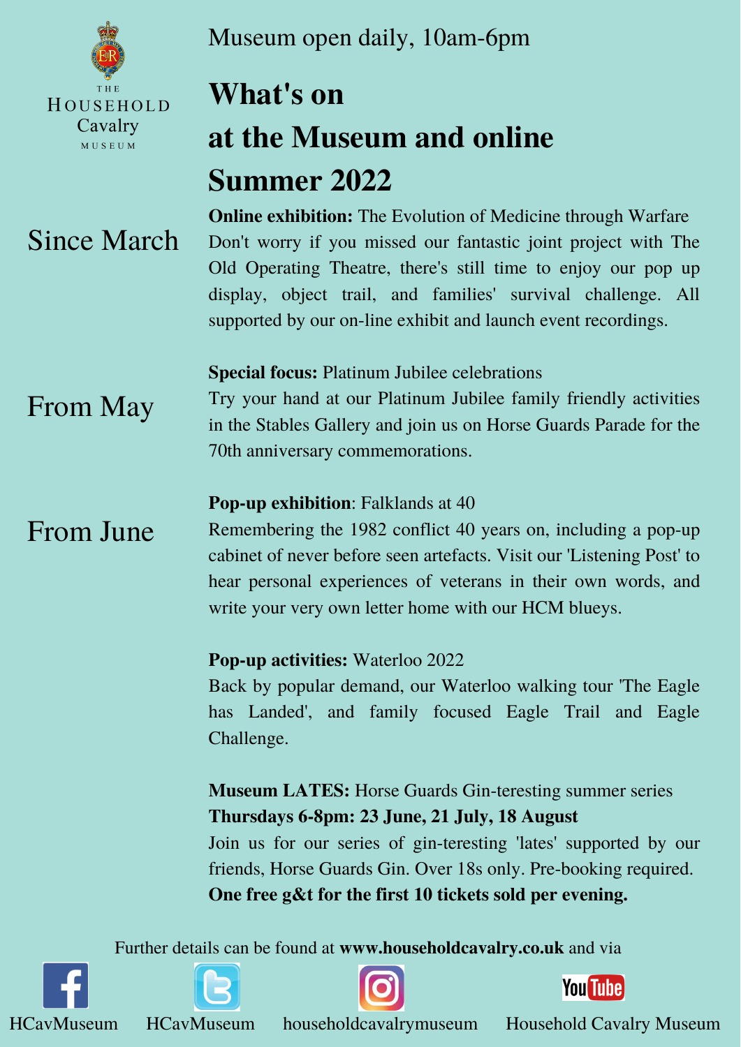THE HOUSEHOLD Cavalry MUSEUM

Museum open daily, 10am-6pm

# What's on at the Museum and online Summer 2022

## Since March

**Online exhibition:** The Evolution of Medicine through Warfare
Don't worry if you missed our fantastic joint project with The Old Operating Theatre, there's still time to enjoy our pop up display, object trail, and families' survival challenge. All supported by our on-line exhibit and launch event recordings.

## From May

**Special focus:** Platinum Jubilee celebrations
Try your hand at our Platinum Jubilee family friendly activities in the Stables Gallery and join us on Horse Guards Parade for the 70th anniversary commemorations.

## From June

**Pop-up exhibition**: Falklands at 40
Remembering the 1982 conflict 40 years on, including a pop-up cabinet of never before seen artefacts. Visit our 'Listening Post' to hear personal experiences of veterans in their own words, and write your very own letter home with our HCM blueys.

**Pop-up activities:** Waterloo 2022
Back by popular demand, our Waterloo walking tour 'The Eagle has Landed', and family focused Eagle Trail and Eagle Challenge.

**Museum LATES:** Horse Guards Gin-teresting summer series
**Thursdays 6-8pm: 23 June, 21 July, 18 August**
Join us for our series of gin-teresting 'lates' supported by our friends, Horse Guards Gin. Over 18s only. Pre-booking required.
**One free g&t for the first 10 tickets sold per evening.**

Further details can be found at **www.householdcavalry.co.uk** and via

Facebook: HCavMuseum | Twitter: HCavMuseum | Instagram: householdcavalrymuseum | YouTube: Household Cavalry Museum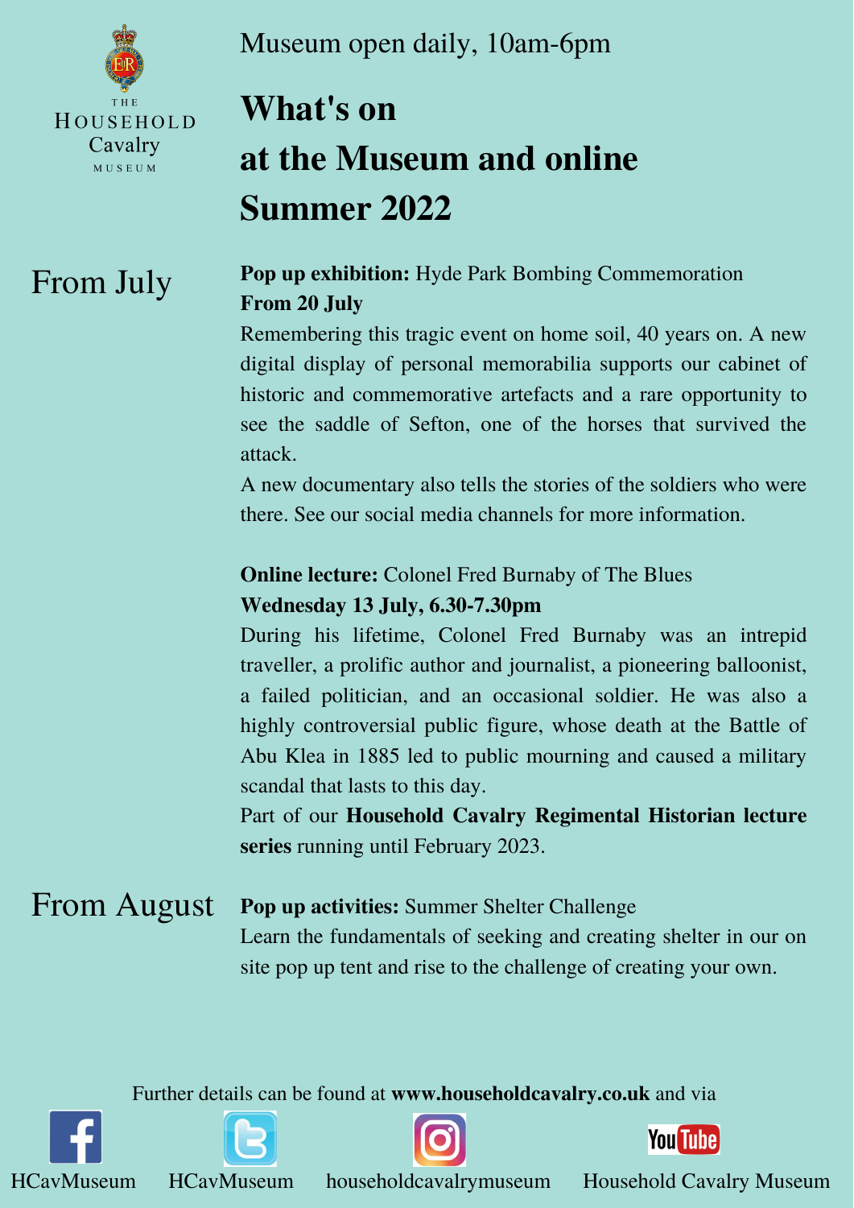THE HOUSEHOLD Cavalry MUSEUM

Museum open daily, 10am-6pm

# What's on at the Museum and online Summer 2022

## From July

**Pop up exhibition:** Hyde Park Bombing Commemoration
**From 20 July**

Remembering this tragic event on home soil, 40 years on. A new digital display of personal memorabilia supports our cabinet of historic and commemorative artefacts and a rare opportunity to see the saddle of Sefton, one of the horses that survived the attack.

A new documentary also tells the stories of the soldiers who were there. See our social media channels for more information.

**Online lecture:** Colonel Fred Burnaby of The Blues
**Wednesday 13 July, 6.30-7.30pm**

During his lifetime, Colonel Fred Burnaby was an intrepid traveller, a prolific author and journalist, a pioneering balloonist, a failed politician, and an occasional soldier. He was also a highly controversial public figure, whose death at the Battle of Abu Klea in 1885 led to public mourning and caused a military scandal that lasts to this day.

Part of our **Household Cavalry Regimental Historian lecture series** running until February 2023.

## From August

**Pop up activities:** Summer Shelter Challenge

Learn the fundamentals of seeking and creating shelter in our on site pop up tent and rise to the challenge of creating your own.

Further details can be found at **www.householdcavalry.co.uk** and via

HCavMuseum HCavMuseum householdcavalrymuseum Household Cavalry Museum